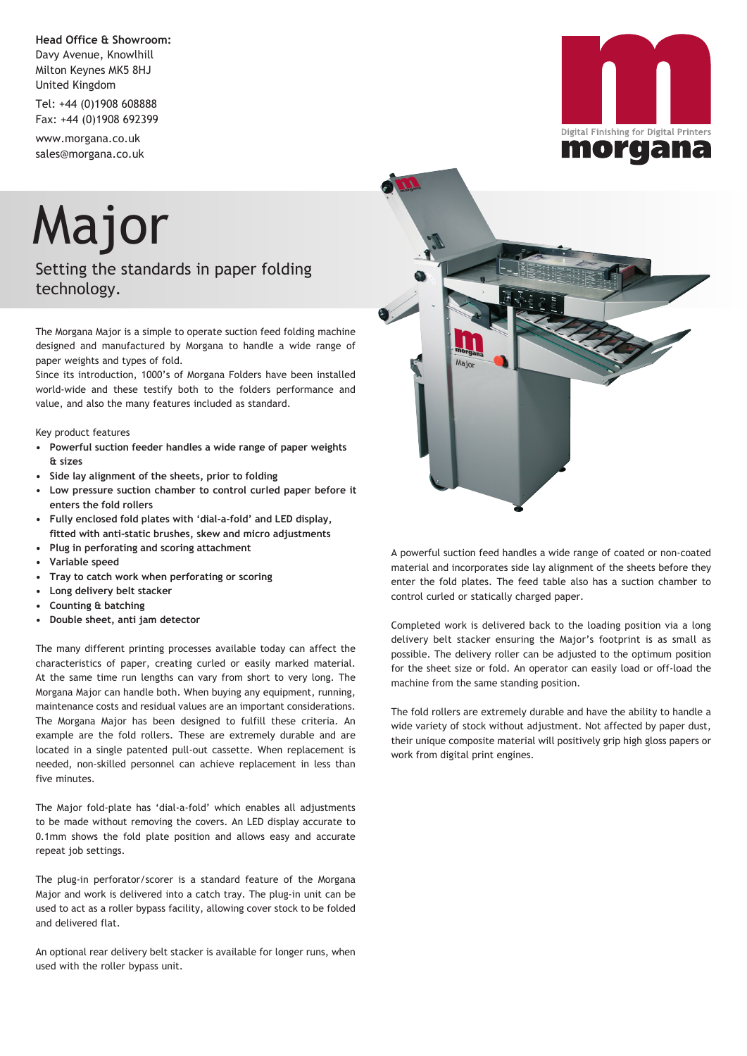**Head Office & Showroom:**
Davy Avenue, Knowlhill
Milton Keynes MK5 8HJ
United Kingdom

Tel: +44 (0)1908 608888
Fax: +44 (0)1908 692399

www.morgana.co.uk
sales@morgana.co.uk

Digital Finishing for Digital Printers
morgana

# Major

## Setting the standards in paper folding technology.

The Morgana Major is a simple to operate suction feed folding machine designed and manufactured by Morgana to handle a wide range of paper weights and types of fold.
Since its introduction, 1000's of Morgana Folders have been installed world-wide and these testify both to the folders performance and value, and also the many features included as standard.

Key product features

- **Powerful suction feeder handles a wide range of paper weights & sizes**
- **Side lay alignment of the sheets, prior to folding**
- **Low pressure suction chamber to control curled paper before it enters the fold rollers**
- **Fully enclosed fold plates with 'dial-a-fold' and LED display, fitted with anti-static brushes, skew and micro adjustments**
- **Plug in perforating and scoring attachment**
- **Variable speed**
- **Tray to catch work when perforating or scoring**
- **Long delivery belt stacker**
- **Counting & batching**
- **Double sheet, anti jam detector**

The many different printing processes available today can affect the characteristics of paper, creating curled or easily marked material. At the same time run lengths can vary from short to very long. The Morgana Major can handle both. When buying any equipment, running, maintenance costs and residual values are an important considerations. The Morgana Major has been designed to fulfill these criteria. An example are the fold rollers. These are extremely durable and are located in a single patented pull-out cassette. When replacement is needed, non-skilled personnel can achieve replacement in less than five minutes.

The Major fold-plate has 'dial-a-fold' which enables all adjustments to be made without removing the covers. An LED display accurate to 0.1mm shows the fold plate position and allows easy and accurate repeat job settings.

The plug-in perforator/scorer is a standard feature of the Morgana Major and work is delivered into a catch tray. The plug-in unit can be used to act as a roller bypass facility, allowing cover stock to be folded and delivered flat.

An optional rear delivery belt stacker is available for longer runs, when used with the roller bypass unit.

A powerful suction feed handles a wide range of coated or non-coated material and incorporates side lay alignment of the sheets before they enter the fold plates. The feed table also has a suction chamber to control curled or statically charged paper.

Completed work is delivered back to the loading position via a long delivery belt stacker ensuring the Major's footprint is as small as possible. The delivery roller can be adjusted to the optimum position for the sheet size or fold. An operator can easily load or off-load the machine from the same standing position.

The fold rollers are extremely durable and have the ability to handle a wide variety of stock without adjustment. Not affected by paper dust, their unique composite material will positively grip high gloss papers or work from digital print engines.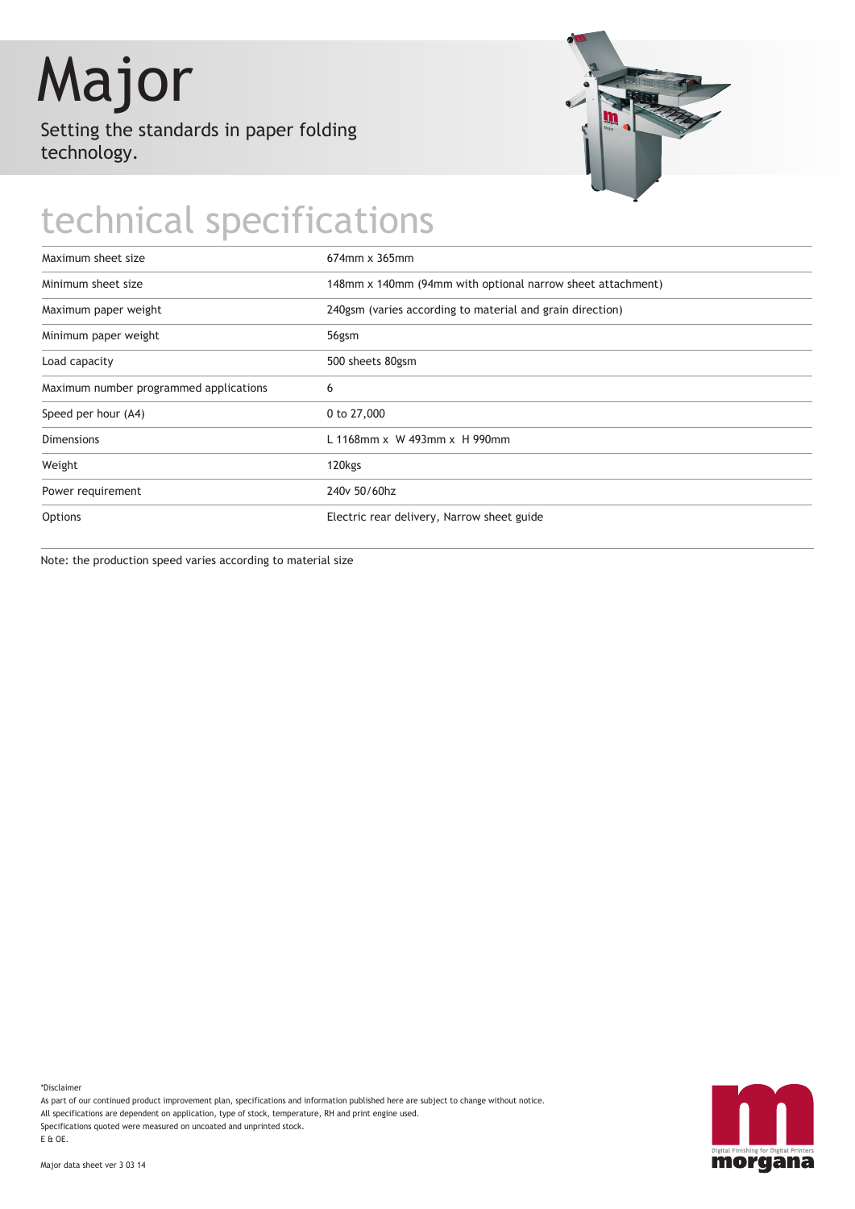# Major

Setting the standards in paper folding technology.

## technical specifications

| | |
|---|---|
| Maximum sheet size | 674mm x 365mm |
| Minimum sheet size | 148mm x 140mm (94mm with optional narrow sheet attachment) |
| Maximum paper weight | 240gsm (varies according to material and grain direction) |
| Minimum paper weight | 56gsm |
| Load capacity | 500 sheets 80gsm |
| Maximum number programmed applications | 6 |
| Speed per hour (A4) | 0 to 27,000 |
| Dimensions | L 1168mm x W 493mm x H 990mm |
| Weight | 120kgs |
| Power requirement | 240v 50/60hz |
| Options | Electric rear delivery, Narrow sheet guide |

Note: the production speed varies according to material size

*Disclaimer

As part of our continued product improvement plan, specifications and information published here are subject to change without notice.

All specifications are dependent on application, type of stock, temperature, RH and print engine used.

Specifications quoted were measured on uncoated and unprinted stock.

E & OE.

Major data sheet ver 3 03 14

Digital Finishing for Digital Printers

morgana